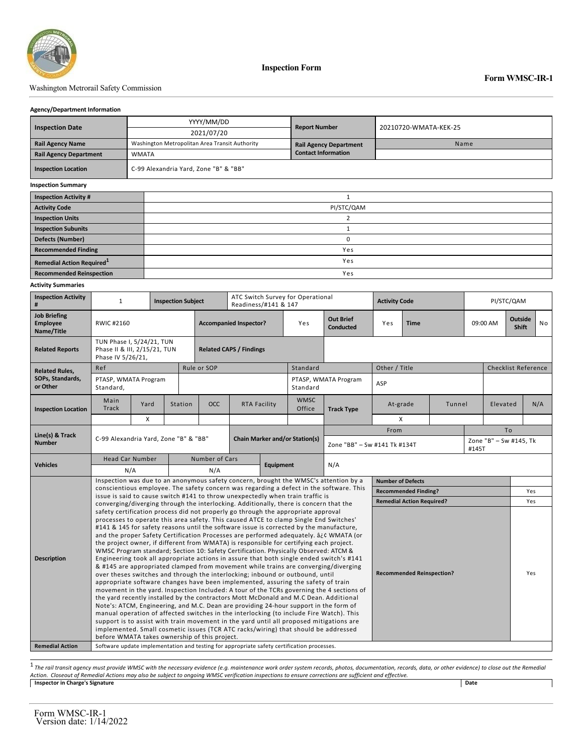Inspection Form

**Form WMSC-IR-1**

Washington Metrorail Safety Commission

**Agency/Department Information**

| | | | |
|---|---|---|---|
| **Inspection Date** | YYYY/MM/DD<br>2021/07/20 | **Report Number** | 20210720-WMATA-KEK-25 |
| **Rail Agency Name** | Washington Metropolitan Area Transit Authority | **Rail Agency Department Contact Information** | Name |
| **Rail Agency Department** | WMATA | | |
| **Inspection Location** | C-99 Alexandria Yard, Zone "B" & "BB" | | |

**Inspection Summary**

| | |
|---|---|
| **Inspection Activity #** | 1 |
| **Activity Code** | PI/STC/QAM |
| **Inspection Units** | 2 |
| **Inspection Subunits** | 1 |
| **Defects (Number)** | 0 |
| **Recommended Finding** | Yes |
| **Remedial Action Required**[1] | Yes |
| **Recommended Reinspection** | Yes |

**Activity Summaries**

| | | | | | | | | |
|---|---|---|---|---|---|---|---|---|
| **Inspection Activity #** | 1 | **Inspection Subject** | ATC Switch Survey for Operational Readiness/#141 & 147 | **Activity Code** | PI/STC/QAM | | | |
| **Job Briefing Employee Name/Title** | RWIC #2160 | **Accompanied Inspector?** | Yes | **Out Brief Conducted** | Yes | **Time** 09:00 AM | **Outside Shift** | No |
| **Related Reports** | TUN Phase I, 5/24/21, TUN Phase II & III, 2/15/21, TUN Phase IV 5/26/21, | **Related CAPS / Findings** | | | | | | |

| **Related Rules, SOPs, Standards, or Other** | Ref | Rule or SOP | Standard | Other / Title | Checklist Reference |
|---|---|---|---|---|---|
| | PTASP, WMATA Program Standard, | | PTASP, WMATA Program Standard | ASP | |

| **Inspection Location** | Main Track | Yard | Station | OCC | RTA Facility | WMSC Office | **Track Type** | At-grade | Tunnel | Elevated | N/A |
|---|---|---|---|---|---|---|---|---|---|---|---|
| | | X | | | | | | X | | | |

| | | | | |
|---|---|---|---|---|
| **Line(s) & Track Number** | C-99 Alexandria Yard, Zone "B" & "BB" | **Chain Marker and/or Station(s)** | From: Zone "BB" – Sw #141 Tk #134T | To: Zone "B" – Sw #145, Tk #145T |

| **Vehicles** | Head Car Number | Number of Cars | **Equipment** | |
|---|---|---|---|---|
| | N/A | N/A | | N/A |

| | | | |
|---|---|---|---|
| **Description** | Inspection was due to an anonymous safety concern, brought the WMSC's attention by a conscientious employee. The safety concern was regarding a defect in the software. This issue is said to cause switch #141 to throw unexpectedly when train traffic is converging/diverging through the interlocking. Additionally, there is concern that the safety certification process did not properly go through the appropriate approval processes to operate this area safety. This caused ATCE to clamp Single End Switches' #141 & 145 for safety reasons until the software issue is corrected by the manufacture, and the proper Safety Certification Processes are performed adequately. â¿¢ WMATA (or the project owner, if different from WMATA) is responsible for certifying each project. WMSC Program standard; Section 10: Safety Certification. Physically Observed: ATCM & Engineering took all appropriate actions in assure that both single ended switch's #141 & #145 are appropriated clamped from movement while trains are converging/diverging over theses switches and through the interlocking; inbound or outbound, until appropriate software changes have been implemented, assuring the safety of train movement in the yard. Inspection Included: A tour of the TCRs governing the 4 sections of the yard recently installed by the contractors Mott McDonald and M.C Dean. Additional Note's: ATCM, Engineering, and M.C. Dean are providing 24-hour support in the form of manual operation of affected switches in the interlocking (to include Fire Watch). This support is to assist with train movement in the yard until all proposed mitigations are implemented. Small cosmetic issues (TCR ATC racks/wiring) that should be addressed before WMATA takes ownership of this project. | **Number of Defects** | |
| | | **Recommended Finding?** | Yes |
| | | **Remedial Action Required?** | Yes |
| | | **Recommended Reinspection?** | Yes |
| **Remedial Action** | Software update implementation and testing for appropriate safety certification processes. | | |

[1] *The rail transit agency must provide WMSC with the necessary evidence (e.g. maintenance work order system records, photos, documentation, records, data, or other evidence) to close out the Remedial Action. Closeout of Remedial Actions may also be subject to ongoing WMSC verification inspections to ensure corrections are sufficient and effective.*

| **Inspector in Charge's Signature** | **Date** |
|---|---|
| | |

Form WMSC-IR-1
Version date: 1/14/2022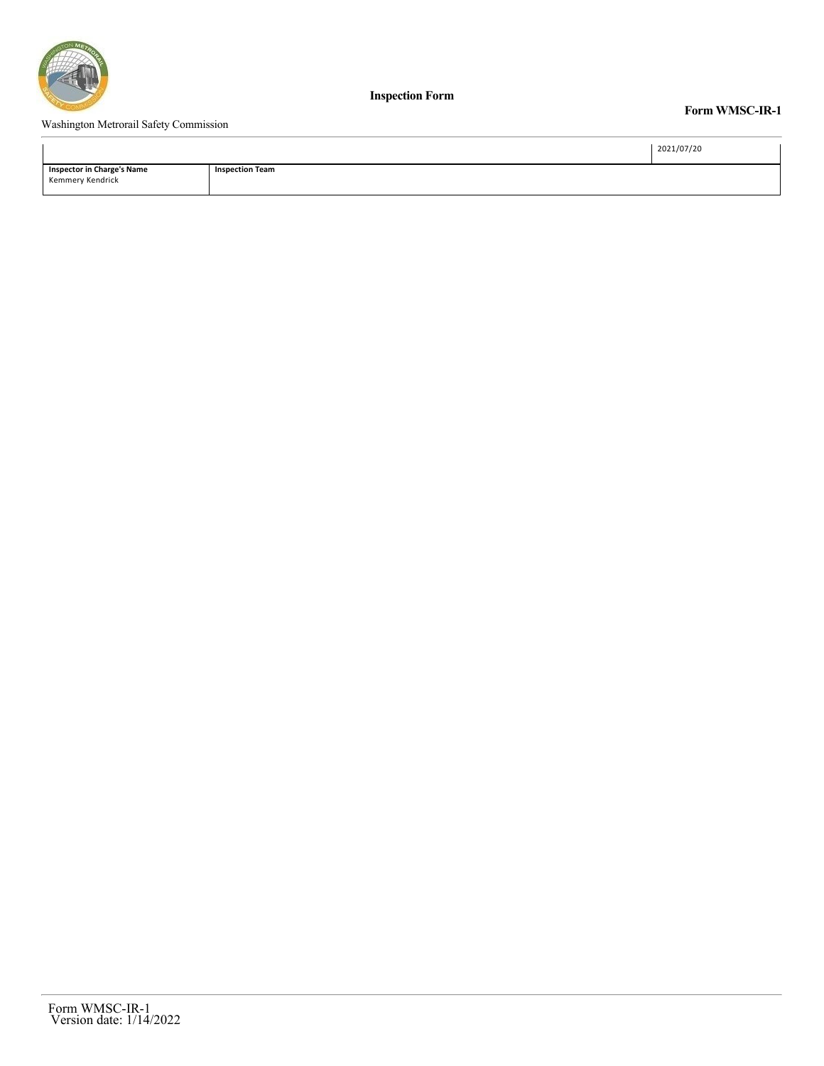Inspection Form

**Form WMSC-IR-1**

Washington Metrorail Safety Commission

| | |
|---|---|
| | 2021/07/20 |
| **Inspector in Charge's Name** Kemmery Kendrick | **Inspection Team** |